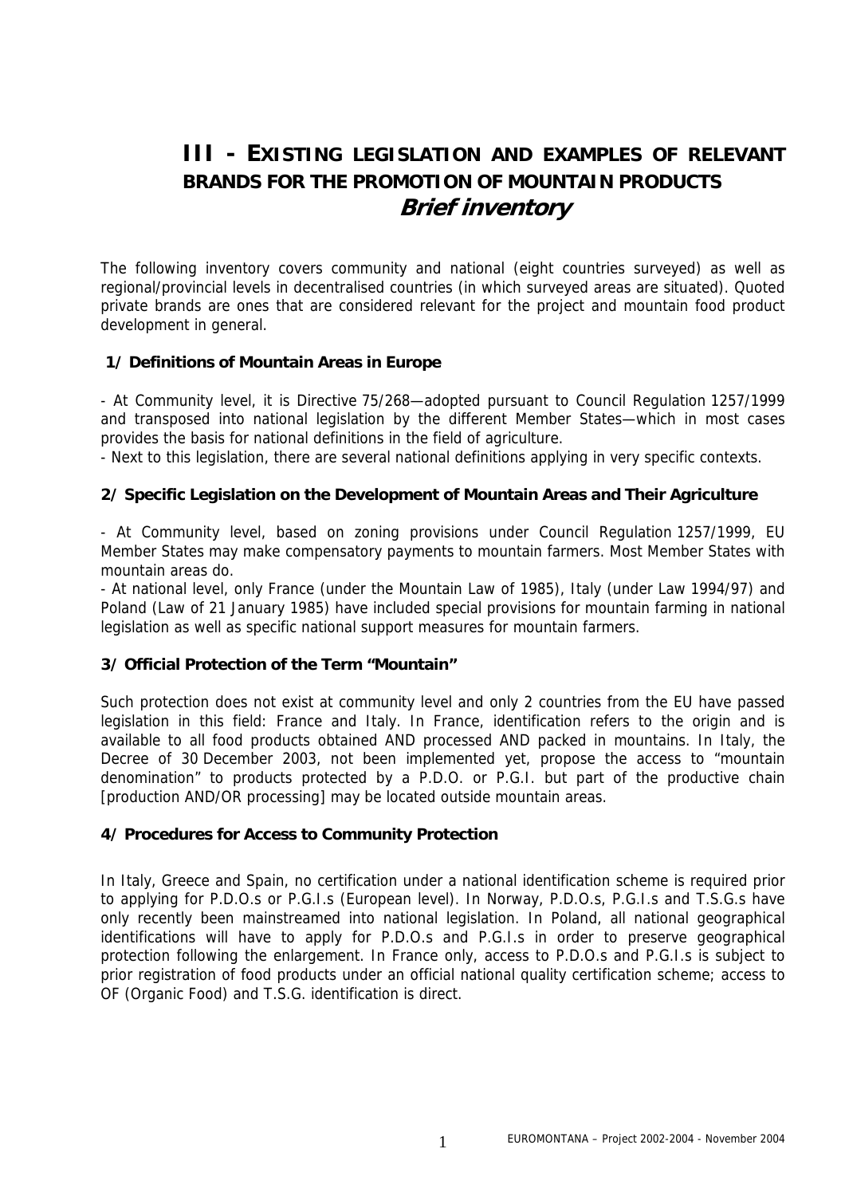# III - EXISTING LEGISLATION AND EXAMPLES OF RELEVANT BRANDS FOR THE PROMOTION OF MOUNTAIN PRODUCTS

## *Brief inventory*

The following inventory covers community and national (eight countries surveyed) as well as regional/provincial levels in decentralised countries (in which surveyed areas are situated). Quoted private brands are ones that are considered relevant for the project and mountain food product development in general.

### 1/ Definitions of Mountain Areas in Europe

- At Community level, it is Directive 75/268—adopted pursuant to Council Regulation 1257/1999 and transposed into national legislation by the different Member States—which in most cases provides the basis for national definitions in the field of agriculture.
- Next to this legislation, there are several national definitions applying in very specific contexts.

### 2/ Specific Legislation on the Development of Mountain Areas and Their Agriculture

- At Community level, based on zoning provisions under Council Regulation 1257/1999, EU Member States may make compensatory payments to mountain farmers. Most Member States with mountain areas do.
- At national level, only France (under the Mountain Law of 1985), Italy (under Law 1994/97) and Poland (Law of 21 January 1985) have included special provisions for mountain farming in national legislation as well as specific national support measures for mountain farmers.

### 3/ Official Protection of the Term "Mountain"

Such protection does not exist at community level and only 2 countries from the EU have passed legislation in this field: France and Italy. In France, identification refers to the origin and is available to all food products obtained AND processed AND packed in mountains. In Italy, the Decree of 30 December 2003, not been implemented yet, propose the access to "mountain denomination" to products protected by a P.D.O. or P.G.I. but part of the productive chain [production AND/OR processing] may be located outside mountain areas.

### 4/ Procedures for Access to Community Protection

In Italy, Greece and Spain, no certification under a national identification scheme is required prior to applying for P.D.O.s or P.G.I.s (European level). In Norway, P.D.O.s, P.G.I.s and T.S.G.s have only recently been mainstreamed into national legislation. In Poland, all national geographical identifications will have to apply for P.D.O.s and P.G.I.s in order to preserve geographical protection following the enlargement. In France only, access to P.D.O.s and P.G.I.s is subject to prior registration of food products under an official national quality certification scheme; access to OF (Organic Food) and T.S.G. identification is direct.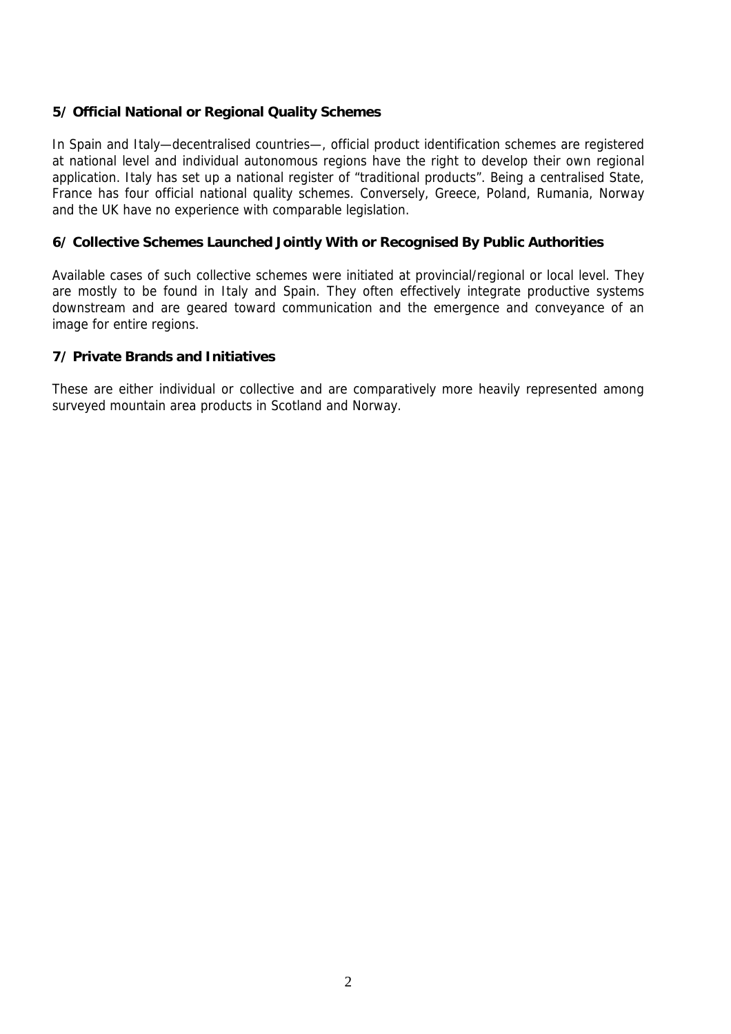### 5/ Official National or Regional Quality Schemes

In Spain and Italy—decentralised countries—, official product identification schemes are registered at national level and individual autonomous regions have the right to develop their own regional application. Italy has set up a national register of "traditional products". Being a centralised State, France has four official national quality schemes. Conversely, Greece, Poland, Rumania, Norway and the UK have no experience with comparable legislation.

### 6/ Collective Schemes Launched Jointly With or Recognised By Public Authorities

Available cases of such collective schemes were initiated at provincial/regional or local level. They are mostly to be found in Italy and Spain. They often effectively integrate productive systems downstream and are geared toward communication and the emergence and conveyance of an image for entire regions.

### 7/ Private Brands and Initiatives

These are either individual or collective and are comparatively more heavily represented among surveyed mountain area products in Scotland and Norway.